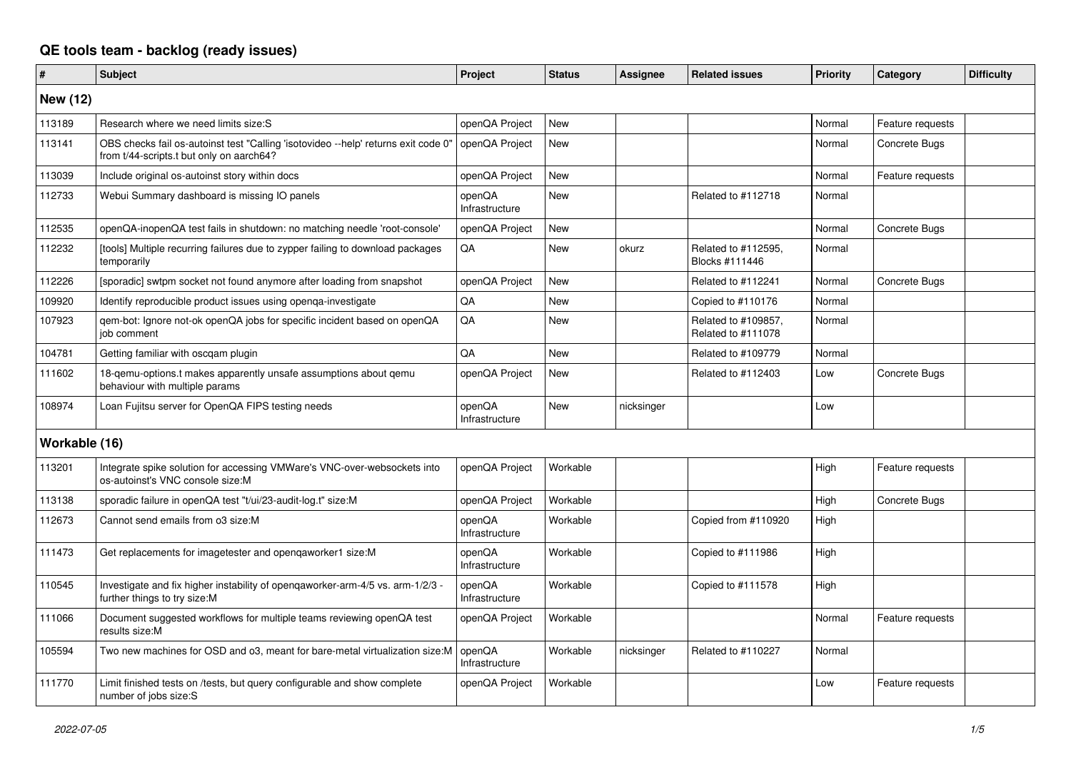# QE tools team - backlog (ready issues)

| # | Subject | Project | Status | Assignee | Related issues | Priority | Category | Difficulty |
|---|---|---|---|---|---|---|---|---|
| **New (12)** | | | | | | | | |
| 113189 | Research where we need limits size:S | openQA Project | New | | | Normal | Feature requests | |
| 113141 | OBS checks fail os-autoinst test "Calling 'isotovideo --help' returns exit code 0" from t/44-scripts.t but only on aarch64? | openQA Project | New | | | Normal | Concrete Bugs | |
| 113039 | Include original os-autoinst story within docs | openQA Project | New | | | Normal | Feature requests | |
| 112733 | Webui Summary dashboard is missing IO panels | openQA Infrastructure | New | | Related to #112718 | Normal | | |
| 112535 | openQA-inopenQA test fails in shutdown: no matching needle 'root-console' | openQA Project | New | | | Normal | Concrete Bugs | |
| 112232 | [tools] Multiple recurring failures due to zypper failing to download packages temporarily | QA | New | okurz | Related to #112595, Blocks #111446 | Normal | | |
| 112226 | [sporadic] swtpm socket not found anymore after loading from snapshot | openQA Project | New | | Related to #112241 | Normal | Concrete Bugs | |
| 109920 | Identify reproducible product issues using openqa-investigate | QA | New | | Copied to #110176 | Normal | | |
| 107923 | qem-bot: Ignore not-ok openQA jobs for specific incident based on openQA job comment | QA | New | | Related to #109857, Related to #111078 | Normal | | |
| 104781 | Getting familiar with oscqam plugin | QA | New | | Related to #109779 | Normal | | |
| 111602 | 18-qemu-options.t makes apparently unsafe assumptions about qemu behaviour with multiple params | openQA Project | New | | Related to #112403 | Low | Concrete Bugs | |
| 108974 | Loan Fujitsu server for OpenQA FIPS testing needs | openQA Infrastructure | New | nicksinger | | Low | | |
| **Workable (16)** | | | | | | | | |
| 113201 | Integrate spike solution for accessing VMWare's VNC-over-websockets into os-autoinst's VNC console size:M | openQA Project | Workable | | | High | Feature requests | |
| 113138 | sporadic failure in openQA test "t/ui/23-audit-log.t" size:M | openQA Project | Workable | | | High | Concrete Bugs | |
| 112673 | Cannot send emails from o3 size:M | openQA Infrastructure | Workable | | Copied from #110920 | High | | |
| 111473 | Get replacements for imagetester and openqaworker1 size:M | openQA Infrastructure | Workable | | Copied to #111986 | High | | |
| 110545 | Investigate and fix higher instability of openqaworker-arm-4/5 vs. arm-1/2/3 - further things to try size:M | openQA Infrastructure | Workable | | Copied to #111578 | High | | |
| 111066 | Document suggested workflows for multiple teams reviewing openQA test results size:M | openQA Project | Workable | | | Normal | Feature requests | |
| 105594 | Two new machines for OSD and o3, meant for bare-metal virtualization size:M | openQA Infrastructure | Workable | nicksinger | Related to #110227 | Normal | | |
| 111770 | Limit finished tests on /tests, but query configurable and show complete number of jobs size:S | openQA Project | Workable | | | Low | Feature requests | |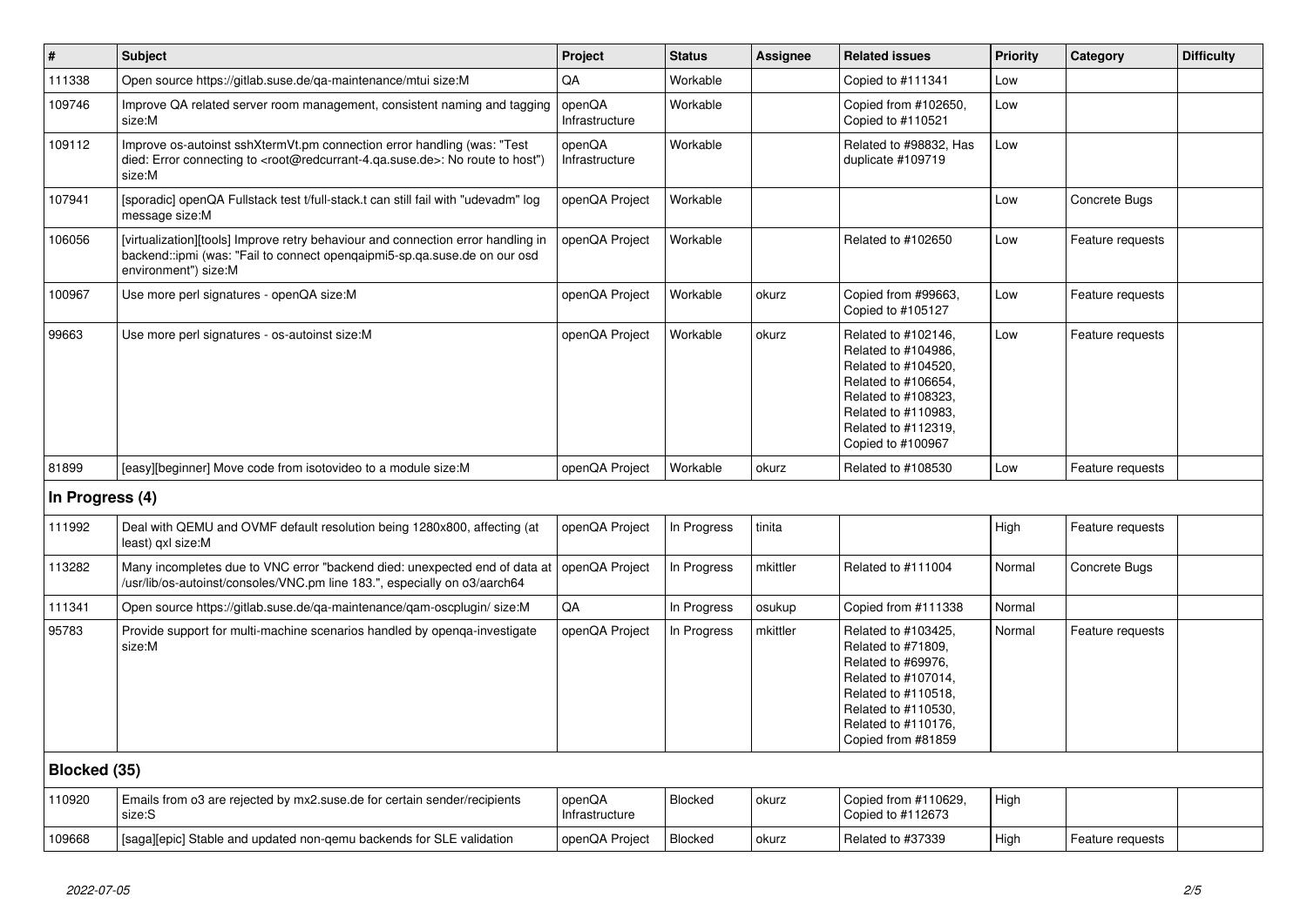| # | Subject | Project | Status | Assignee | Related issues | Priority | Category | Difficulty |
|---|---|---|---|---|---|---|---|---|
| 111338 | Open source https://gitlab.suse.de/qa-maintenance/mtui size:M | QA | Workable | | Copied to #111341 | Low | | |
| 109746 | Improve QA related server room management, consistent naming and tagging size:M | openQA Infrastructure | Workable | | Copied from #102650, Copied to #110521 | Low | | |
| 109112 | Improve os-autoinst sshXtermVt.pm connection error handling (was: "Test died: Error connecting to <root@redcurrant-4.qa.suse.de>: No route to host") size:M | openQA Infrastructure | Workable | | Related to #98832, Has duplicate #109719 | Low | | |
| 107941 | [sporadic] openQA Fullstack test t/full-stack.t can still fail with "udevadm" log message size:M | openQA Project | Workable | | | Low | Concrete Bugs | |
| 106056 | [virtualization][tools] Improve retry behaviour and connection error handling in backend::ipmi (was: "Fail to connect openqaipmi5-sp.qa.suse.de on our osd environment") size:M | openQA Project | Workable | | Related to #102650 | Low | Feature requests | |
| 100967 | Use more perl signatures - openQA size:M | openQA Project | Workable | okurz | Copied from #99663, Copied to #105127 | Low | Feature requests | |
| 99663 | Use more perl signatures - os-autoinst size:M | openQA Project | Workable | okurz | Related to #102146, Related to #104986, Related to #104520, Related to #106654, Related to #108323, Related to #110983, Related to #112319, Copied to #100967 | Low | Feature requests | |
| 81899 | [easy][beginner] Move code from isotovideo to a module size:M | openQA Project | Workable | okurz | Related to #108530 | Low | Feature requests | |
| **In Progress (4)** | | | | | | | | |
| 111992 | Deal with QEMU and OVMF default resolution being 1280x800, affecting (at least) qxl size:M | openQA Project | In Progress | tinita | | High | Feature requests | |
| 113282 | Many incompletes due to VNC error "backend died: unexpected end of data at /usr/lib/os-autoinst/consoles/VNC.pm line 183.", especially on o3/aarch64 | openQA Project | In Progress | mkittler | Related to #111004 | Normal | Concrete Bugs | |
| 111341 | Open source https://gitlab.suse.de/qa-maintenance/qam-oscplugin/ size:M | QA | In Progress | osukup | Copied from #111338 | Normal | | |
| 95783 | Provide support for multi-machine scenarios handled by openqa-investigate size:M | openQA Project | In Progress | mkittler | Related to #103425, Related to #71809, Related to #69976, Related to #107014, Related to #110518, Related to #110530, Related to #110176, Copied from #81859 | Normal | Feature requests | |
| **Blocked (35)** | | | | | | | | |
| 110920 | Emails from o3 are rejected by mx2.suse.de for certain sender/recipients size:S | openQA Infrastructure | Blocked | okurz | Copied from #110629, Copied to #112673 | High | | |
| 109668 | [saga][epic] Stable and updated non-qemu backends for SLE validation | openQA Project | Blocked | okurz | Related to #37339 | High | Feature requests | |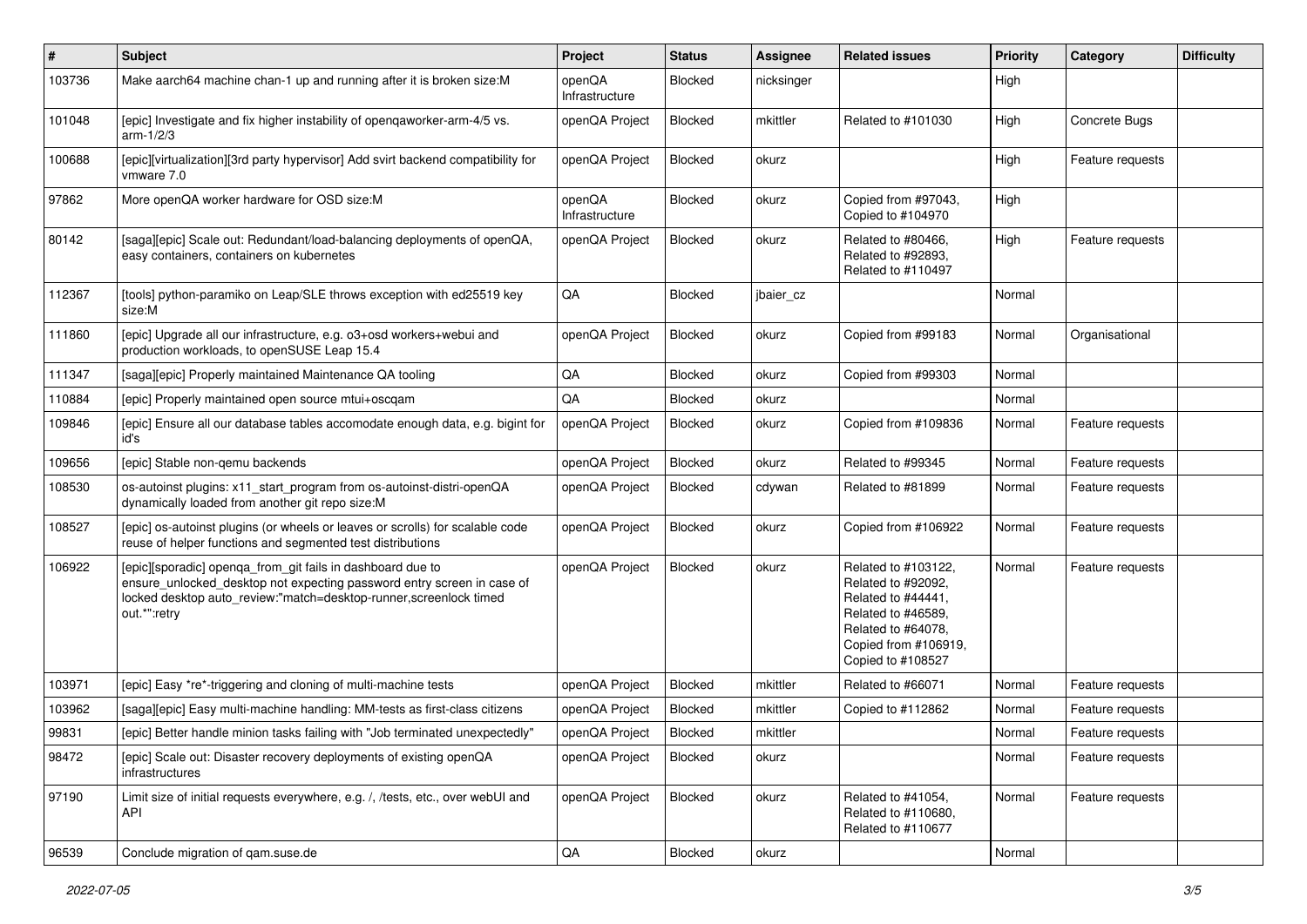| # | Subject | Project | Status | Assignee | Related issues | Priority | Category | Difficulty |
|---|---|---|---|---|---|---|---|---|
| 103736 | Make aarch64 machine chan-1 up and running after it is broken size:M | openQA Infrastructure | Blocked | nicksinger | | High | | |
| 101048 | [epic] Investigate and fix higher instability of openqaworker-arm-4/5 vs. arm-1/2/3 | openQA Project | Blocked | mkittler | Related to #101030 | High | Concrete Bugs | |
| 100688 | [epic][virtualization][3rd party hypervisor] Add svirt backend compatibility for vmware 7.0 | openQA Project | Blocked | okurz | | High | Feature requests | |
| 97862 | More openQA worker hardware for OSD size:M | openQA Infrastructure | Blocked | okurz | Copied from #97043, Copied to #104970 | High | | |
| 80142 | [saga][epic] Scale out: Redundant/load-balancing deployments of openQA, easy containers, containers on kubernetes | openQA Project | Blocked | okurz | Related to #80466, Related to #92893, Related to #110497 | High | Feature requests | |
| 112367 | [tools] python-paramiko on Leap/SLE throws exception with ed25519 key size:M | QA | Blocked | jbaier_cz | | Normal | | |
| 111860 | [epic] Upgrade all our infrastructure, e.g. o3+osd workers+webui and production workloads, to openSUSE Leap 15.4 | openQA Project | Blocked | okurz | Copied from #99183 | Normal | Organisational | |
| 111347 | [saga][epic] Properly maintained Maintenance QA tooling | QA | Blocked | okurz | Copied from #99303 | Normal | | |
| 110884 | [epic] Properly maintained open source mtui+oscqam | QA | Blocked | okurz | | Normal | | |
| 109846 | [epic] Ensure all our database tables accomodate enough data, e.g. bigint for id's | openQA Project | Blocked | okurz | Copied from #109836 | Normal | Feature requests | |
| 109656 | [epic] Stable non-qemu backends | openQA Project | Blocked | okurz | Related to #99345 | Normal | Feature requests | |
| 108530 | os-autoinst plugins: x11_start_program from os-autoinst-distri-openQA dynamically loaded from another git repo size:M | openQA Project | Blocked | cdywan | Related to #81899 | Normal | Feature requests | |
| 108527 | [epic] os-autoinst plugins (or wheels or leaves or scrolls) for scalable code reuse of helper functions and segmented test distributions | openQA Project | Blocked | okurz | Copied from #106922 | Normal | Feature requests | |
| 106922 | [epic][sporadic] openqa_from_git fails in dashboard due to ensure_unlocked_desktop not expecting password entry screen in case of locked desktop auto_review:"match=desktop-runner,screenlock timed out.*":retry | openQA Project | Blocked | okurz | Related to #103122, Related to #92092, Related to #44441, Related to #46589, Related to #64078, Copied from #106919, Copied to #108527 | Normal | Feature requests | |
| 103971 | [epic] Easy *re*-triggering and cloning of multi-machine tests | openQA Project | Blocked | mkittler | Related to #66071 | Normal | Feature requests | |
| 103962 | [saga][epic] Easy multi-machine handling: MM-tests as first-class citizens | openQA Project | Blocked | mkittler | Copied to #112862 | Normal | Feature requests | |
| 99831 | [epic] Better handle minion tasks failing with "Job terminated unexpectedly" | openQA Project | Blocked | mkittler | | Normal | Feature requests | |
| 98472 | [epic] Scale out: Disaster recovery deployments of existing openQA infrastructures | openQA Project | Blocked | okurz | | Normal | Feature requests | |
| 97190 | Limit size of initial requests everywhere, e.g. /, /tests, etc., over webUI and API | openQA Project | Blocked | okurz | Related to #41054, Related to #110680, Related to #110677 | Normal | Feature requests | |
| 96539 | Conclude migration of qam.suse.de | QA | Blocked | okurz | | Normal | | |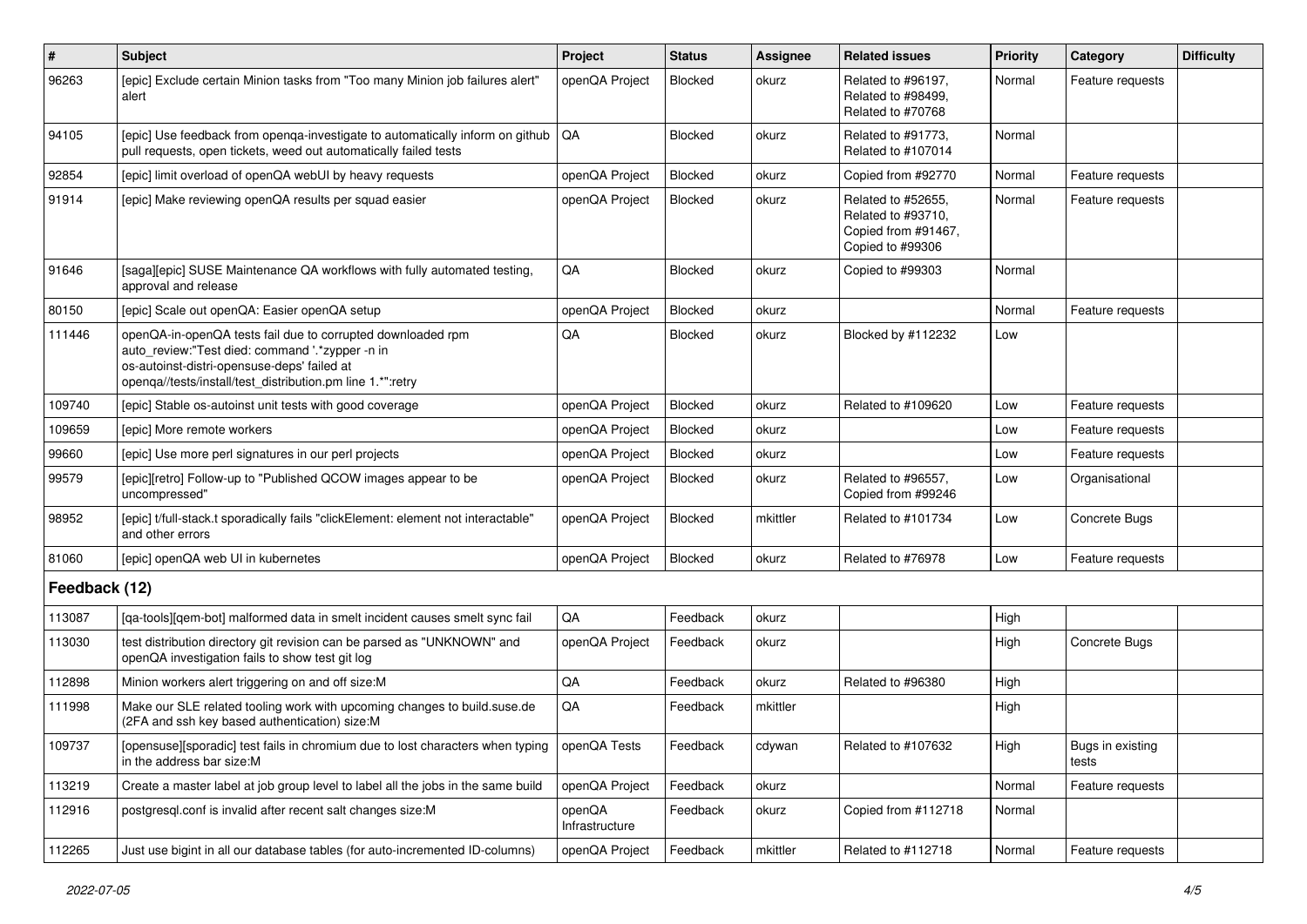| # | Subject | Project | Status | Assignee | Related issues | Priority | Category | Difficulty |
|---|---|---|---|---|---|---|---|---|
| 96263 | [epic] Exclude certain Minion tasks from "Too many Minion job failures alert" alert | openQA Project | Blocked | okurz | Related to #96197, Related to #98499, Related to #70768 | Normal | Feature requests | |
| 94105 | [epic] Use feedback from openqa-investigate to automatically inform on github pull requests, open tickets, weed out automatically failed tests | QA | Blocked | okurz | Related to #91773, Related to #107014 | Normal | | |
| 92854 | [epic] limit overload of openQA webUI by heavy requests | openQA Project | Blocked | okurz | Copied from #92770 | Normal | Feature requests | |
| 91914 | [epic] Make reviewing openQA results per squad easier | openQA Project | Blocked | okurz | Related to #52655, Related to #93710, Copied from #91467, Copied to #99306 | Normal | Feature requests | |
| 91646 | [saga][epic] SUSE Maintenance QA workflows with fully automated testing, approval and release | QA | Blocked | okurz | Copied to #99303 | Normal | | |
| 80150 | [epic] Scale out openQA: Easier openQA setup | openQA Project | Blocked | okurz | | Normal | Feature requests | |
| 111446 | openQA-in-openQA tests fail due to corrupted downloaded rpm auto_review:"Test died: command '.*zypper -n in os-autoinst-distri-opensuse-deps' failed at openqa//tests/install/test_distribution.pm line 1.*":retry | QA | Blocked | okurz | Blocked by #112232 | Low | | |
| 109740 | [epic] Stable os-autoinst unit tests with good coverage | openQA Project | Blocked | okurz | Related to #109620 | Low | Feature requests | |
| 109659 | [epic] More remote workers | openQA Project | Blocked | okurz | | Low | Feature requests | |
| 99660 | [epic] Use more perl signatures in our perl projects | openQA Project | Blocked | okurz | | Low | Feature requests | |
| 99579 | [epic][retro] Follow-up to "Published QCOW images appear to be uncompressed" | openQA Project | Blocked | okurz | Related to #96557, Copied from #99246 | Low | Organisational | |
| 98952 | [epic] t/full-stack.t sporadically fails "clickElement: element not interactable" and other errors | openQA Project | Blocked | mkittler | Related to #101734 | Low | Concrete Bugs | |
| 81060 | [epic] openQA web UI in kubernetes | openQA Project | Blocked | okurz | Related to #76978 | Low | Feature requests | |
| **Feedback (12)** | | | | | | | | |
| 113087 | [qa-tools][qem-bot] malformed data in smelt incident causes smelt sync fail | QA | Feedback | okurz | | High | | |
| 113030 | test distribution directory git revision can be parsed as "UNKNOWN" and openQA investigation fails to show test git log | openQA Project | Feedback | okurz | | High | Concrete Bugs | |
| 112898 | Minion workers alert triggering on and off size:M | QA | Feedback | okurz | Related to #96380 | High | | |
| 111998 | Make our SLE related tooling work with upcoming changes to build.suse.de (2FA and ssh key based authentication) size:M | QA | Feedback | mkittler | | High | | |
| 109737 | [opensuse][sporadic] test fails in chromium due to lost characters when typing in the address bar size:M | openQA Tests | Feedback | cdywan | Related to #107632 | High | Bugs in existing tests | |
| 113219 | Create a master label at job group level to label all the jobs in the same build | openQA Project | Feedback | okurz | | Normal | Feature requests | |
| 112916 | postgresql.conf is invalid after recent salt changes size:M | openQA Infrastructure | Feedback | okurz | Copied from #112718 | Normal | | |
| 112265 | Just use bigint in all our database tables (for auto-incremented ID-columns) | openQA Project | Feedback | mkittler | Related to #112718 | Normal | Feature requests | |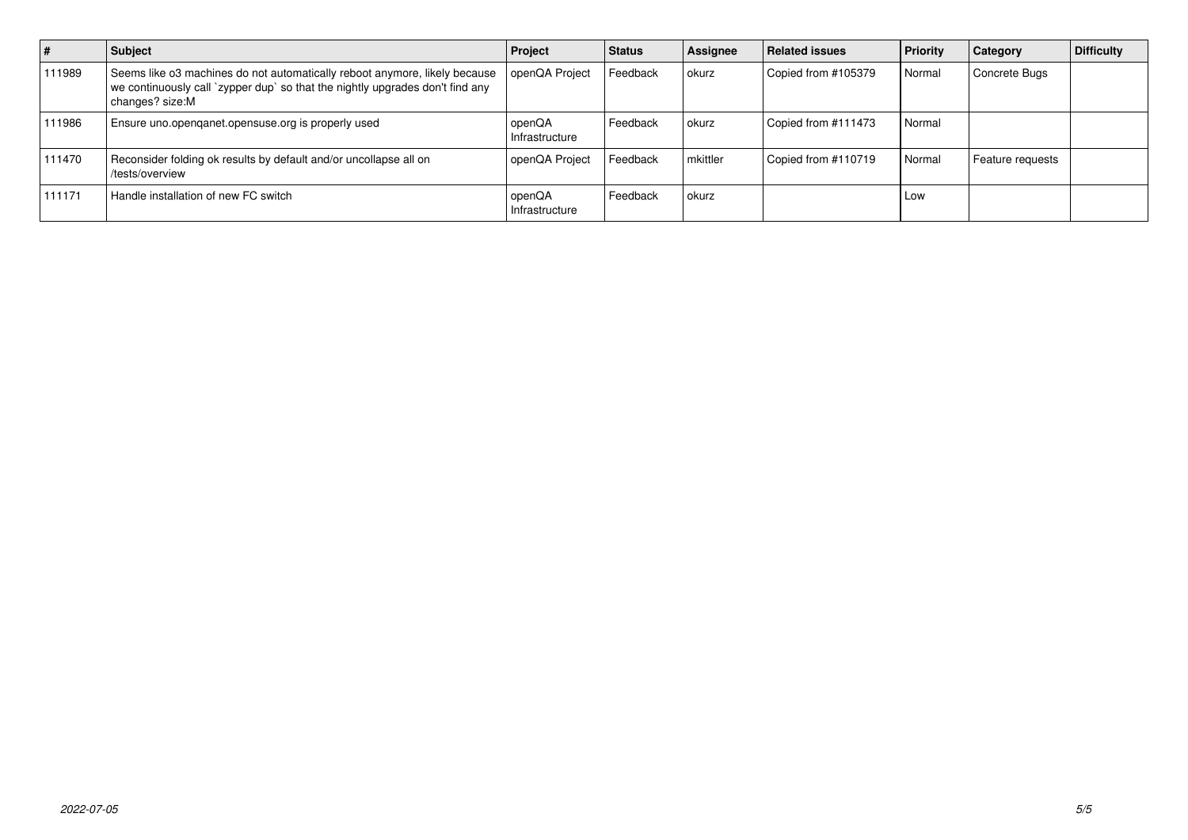| # | Subject | Project | Status | Assignee | Related issues | Priority | Category | Difficulty |
|---|---|---|---|---|---|---|---|---|
| 111989 | Seems like o3 machines do not automatically reboot anymore, likely because we continuously call `zypper dup` so that the nightly upgrades don't find any changes? size:M | openQA Project | Feedback | okurz | Copied from #105379 | Normal | Concrete Bugs | |
| 111986 | Ensure uno.openqanet.opensuse.org is properly used | openQA Infrastructure | Feedback | okurz | Copied from #111473 | Normal | | |
| 111470 | Reconsider folding ok results by default and/or uncollapse all on /tests/overview | openQA Project | Feedback | mkittler | Copied from #110719 | Normal | Feature requests | |
| 111171 | Handle installation of new FC switch | openQA Infrastructure | Feedback | okurz | | Low | | |